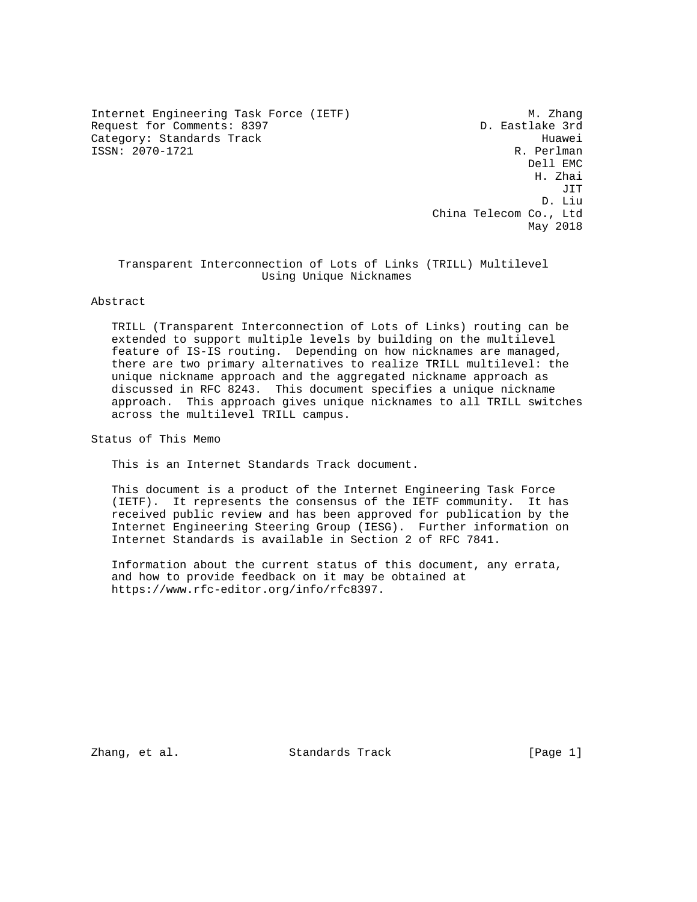Internet Engineering Task Force (IETF)  
Request for Comments: 8397  
Category: Standards Track  
ISSN: 2070-1721

M. Zhang  
D. Eastlake 3rd  
Huawei  
R. Perlman  
Dell EMC  
H. Zhai  
JIT  
D. Liu  
China Telecom Co., Ltd  
May 2018

# Transparent Interconnection of Lots of Links (TRILL) Multilevel Using Unique Nicknames

## Abstract

TRILL (Transparent Interconnection of Lots of Links) routing can be extended to support multiple levels by building on the multilevel feature of IS-IS routing. Depending on how nicknames are managed, there are two primary alternatives to realize TRILL multilevel: the unique nickname approach and the aggregated nickname approach as discussed in RFC 8243. This document specifies a unique nickname approach. This approach gives unique nicknames to all TRILL switches across the multilevel TRILL campus.

## Status of This Memo

This is an Internet Standards Track document.

This document is a product of the Internet Engineering Task Force (IETF). It represents the consensus of the IETF community. It has received public review and has been approved for publication by the Internet Engineering Steering Group (IESG). Further information on Internet Standards is available in Section 2 of RFC 7841.

Information about the current status of this document, any errata, and how to provide feedback on it may be obtained at https://www.rfc-editor.org/info/rfc8397.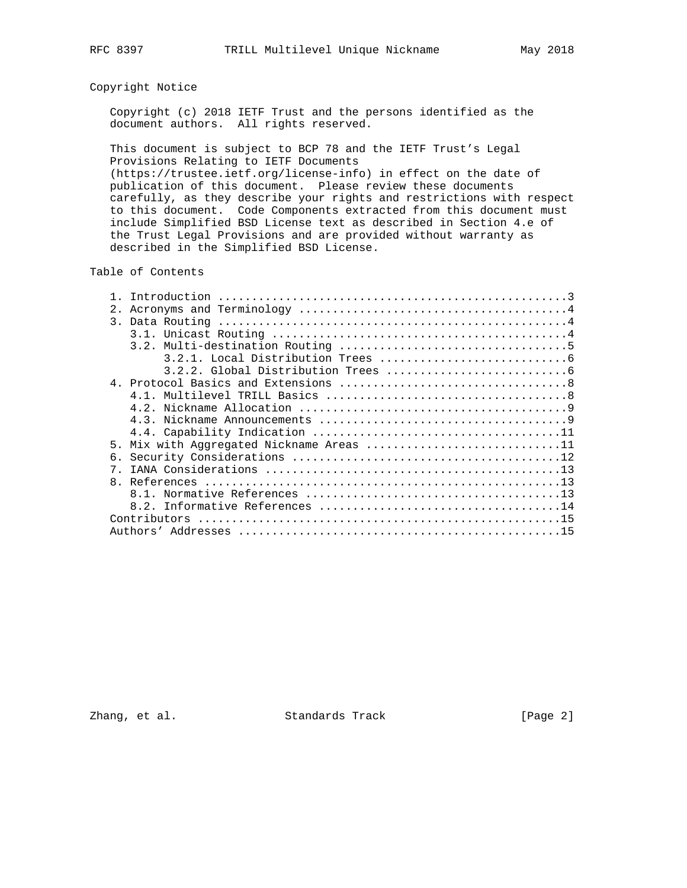## Copyright Notice

Copyright (c) 2018 IETF Trust and the persons identified as the document authors. All rights reserved.

This document is subject to BCP 78 and the IETF Trust's Legal Provisions Relating to IETF Documents (https://trustee.ietf.org/license-info) in effect on the date of publication of this document. Please review these documents carefully, as they describe your rights and restrictions with respect to this document. Code Components extracted from this document must include Simplified BSD License text as described in Section 4.e of the Trust Legal Provisions and are provided without warranty as described in the Simplified BSD License.

## Table of Contents

```
   1. Introduction ....................................................3
   2. Acronyms and Terminology ........................................4
   3. Data Routing ....................................................4
      3.1. Unicast Routing ............................................4
      3.2. Multi-destination Routing ..................................5
           3.2.1. Local Distribution Trees ............................6
           3.2.2. Global Distribution Trees ...........................6
   4. Protocol Basics and Extensions ..................................8
      4.1. Multilevel TRILL Basics ....................................8
      4.2. Nickname Allocation ........................................9
      4.3. Nickname Announcements .....................................9
      4.4. Capability Indication .....................................11
   5. Mix with Aggregated Nickname Areas .............................11
   6. Security Considerations ........................................12
   7. IANA Considerations ............................................13
   8. References .....................................................13
      8.1. Normative References ......................................13
      8.2. Informative References ....................................14
   Contributors ......................................................15
   Authors' Addresses ................................................15
```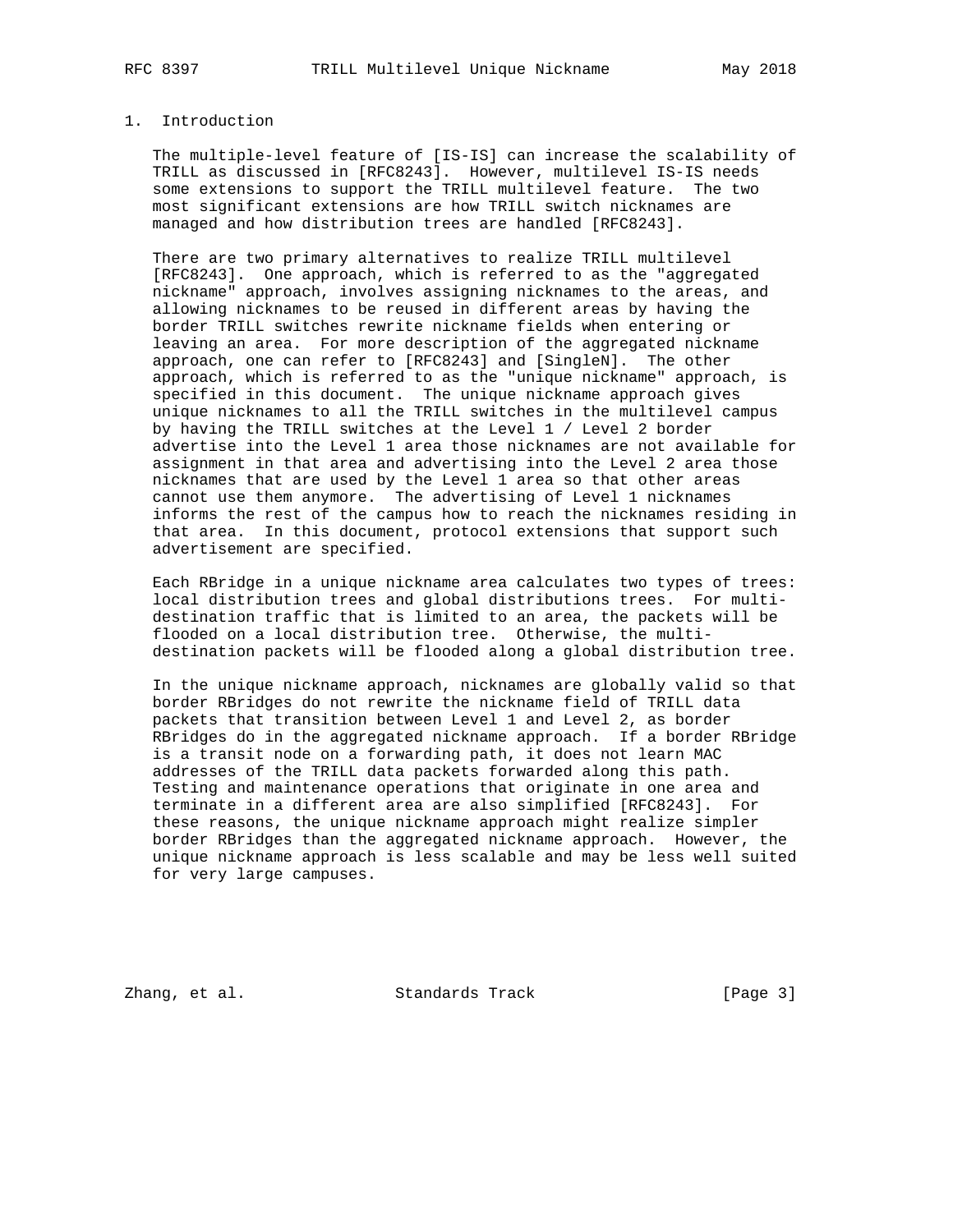# 1. Introduction

The multiple-level feature of [IS-IS] can increase the scalability of TRILL as discussed in [RFC8243]. However, multilevel IS-IS needs some extensions to support the TRILL multilevel feature. The two most significant extensions are how TRILL switch nicknames are managed and how distribution trees are handled [RFC8243].

There are two primary alternatives to realize TRILL multilevel [RFC8243]. One approach, which is referred to as the "aggregated nickname" approach, involves assigning nicknames to the areas, and allowing nicknames to be reused in different areas by having the border TRILL switches rewrite nickname fields when entering or leaving an area. For more description of the aggregated nickname approach, one can refer to [RFC8243] and [SingleN]. The other approach, which is referred to as the "unique nickname" approach, is specified in this document. The unique nickname approach gives unique nicknames to all the TRILL switches in the multilevel campus by having the TRILL switches at the Level 1 / Level 2 border advertise into the Level 1 area those nicknames are not available for assignment in that area and advertising into the Level 2 area those nicknames that are used by the Level 1 area so that other areas cannot use them anymore. The advertising of Level 1 nicknames informs the rest of the campus how to reach the nicknames residing in that area. In this document, protocol extensions that support such advertisement are specified.

Each RBridge in a unique nickname area calculates two types of trees: local distribution trees and global distributions trees. For multi-destination traffic that is limited to an area, the packets will be flooded on a local distribution tree. Otherwise, the multi-destination packets will be flooded along a global distribution tree.

In the unique nickname approach, nicknames are globally valid so that border RBridges do not rewrite the nickname field of TRILL data packets that transition between Level 1 and Level 2, as border RBridges do in the aggregated nickname approach. If a border RBridge is a transit node on a forwarding path, it does not learn MAC addresses of the TRILL data packets forwarded along this path. Testing and maintenance operations that originate in one area and terminate in a different area are also simplified [RFC8243]. For these reasons, the unique nickname approach might realize simpler border RBridges than the aggregated nickname approach. However, the unique nickname approach is less scalable and may be less well suited for very large campuses.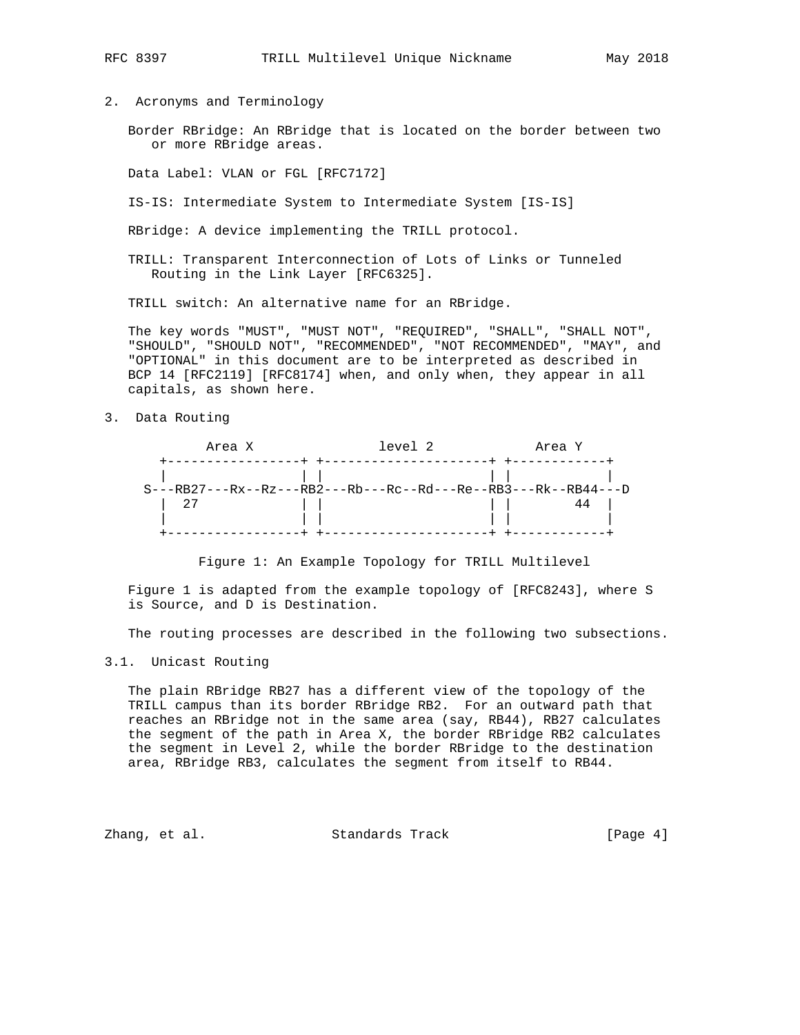## 2. Acronyms and Terminology

Border RBridge: An RBridge that is located on the border between two or more RBridge areas.

Data Label: VLAN or FGL [RFC7172]

IS-IS: Intermediate System to Intermediate System [IS-IS]

RBridge: A device implementing the TRILL protocol.

TRILL: Transparent Interconnection of Lots of Links or Tunneled Routing in the Link Layer [RFC6325].

TRILL switch: An alternative name for an RBridge.

The key words "MUST", "MUST NOT", "REQUIRED", "SHALL", "SHALL NOT", "SHOULD", "SHOULD NOT", "RECOMMENDED", "NOT RECOMMENDED", "MAY", and "OPTIONAL" in this document are to be interpreted as described in BCP 14 [RFC2119] [RFC8174] when, and only when, they appear in all capitals, as shown here.

## 3. Data Routing

```
        Area X               level 2            Area Y
   +-----------------+ +---------------------+ +------------+
   |                 | |                     | |            |
 S---RB27---Rx--Rz---RB2---Rb---Rc--Rd---Re--RB3---Rk--RB44---D
   |  27             | |                     | |       44   |
   |                 | |                     | |            |
   +-----------------+ +---------------------+ +------------+
```

Figure 1: An Example Topology for TRILL Multilevel

Figure 1 is adapted from the example topology of [RFC8243], where S is Source, and D is Destination.

The routing processes are described in the following two subsections.

### 3.1. Unicast Routing

The plain RBridge RB27 has a different view of the topology of the TRILL campus than its border RBridge RB2. For an outward path that reaches an RBridge not in the same area (say, RB44), RB27 calculates the segment of the path in Area X, the border RBridge RB2 calculates the segment in Level 2, while the border RBridge to the destination area, RBridge RB3, calculates the segment from itself to RB44.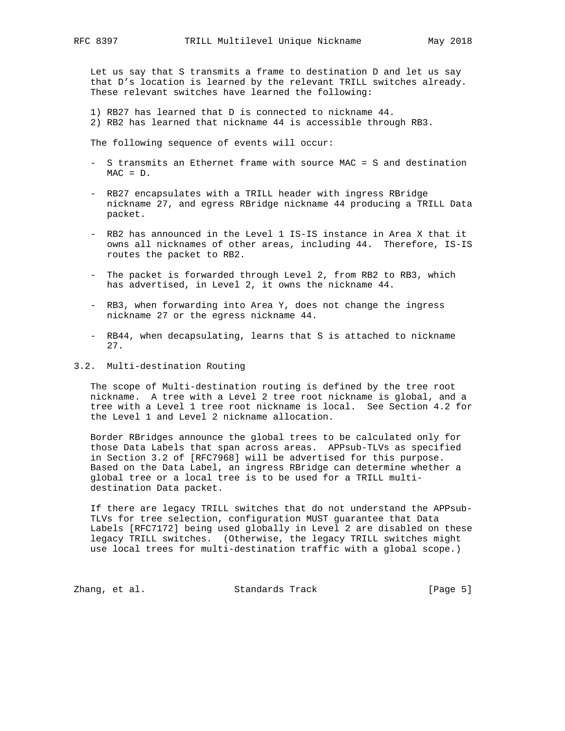Let us say that S transmits a frame to destination D and let us say that D's location is learned by the relevant TRILL switches already. These relevant switches have learned the following:

1) RB27 has learned that D is connected to nickname 44.
2) RB2 has learned that nickname 44 is accessible through RB3.

The following sequence of events will occur:

- S transmits an Ethernet frame with source MAC = S and destination MAC = D.

- RB27 encapsulates with a TRILL header with ingress RBridge nickname 27, and egress RBridge nickname 44 producing a TRILL Data packet.

- RB2 has announced in the Level 1 IS-IS instance in Area X that it owns all nicknames of other areas, including 44. Therefore, IS-IS routes the packet to RB2.

- The packet is forwarded through Level 2, from RB2 to RB3, which has advertised, in Level 2, it owns the nickname 44.

- RB3, when forwarding into Area Y, does not change the ingress nickname 27 or the egress nickname 44.

- RB44, when decapsulating, learns that S is attached to nickname 27.

## 3.2. Multi-destination Routing

The scope of Multi-destination routing is defined by the tree root nickname. A tree with a Level 2 tree root nickname is global, and a tree with a Level 1 tree root nickname is local. See Section 4.2 for the Level 1 and Level 2 nickname allocation.

Border RBridges announce the global trees to be calculated only for those Data Labels that span across areas. APPsub-TLVs as specified in Section 3.2 of [RFC7968] will be advertised for this purpose. Based on the Data Label, an ingress RBridge can determine whether a global tree or a local tree is to be used for a TRILL multi-destination Data packet.

If there are legacy TRILL switches that do not understand the APPsub-TLVs for tree selection, configuration MUST guarantee that Data Labels [RFC7172] being used globally in Level 2 are disabled on these legacy TRILL switches. (Otherwise, the legacy TRILL switches might use local trees for multi-destination traffic with a global scope.)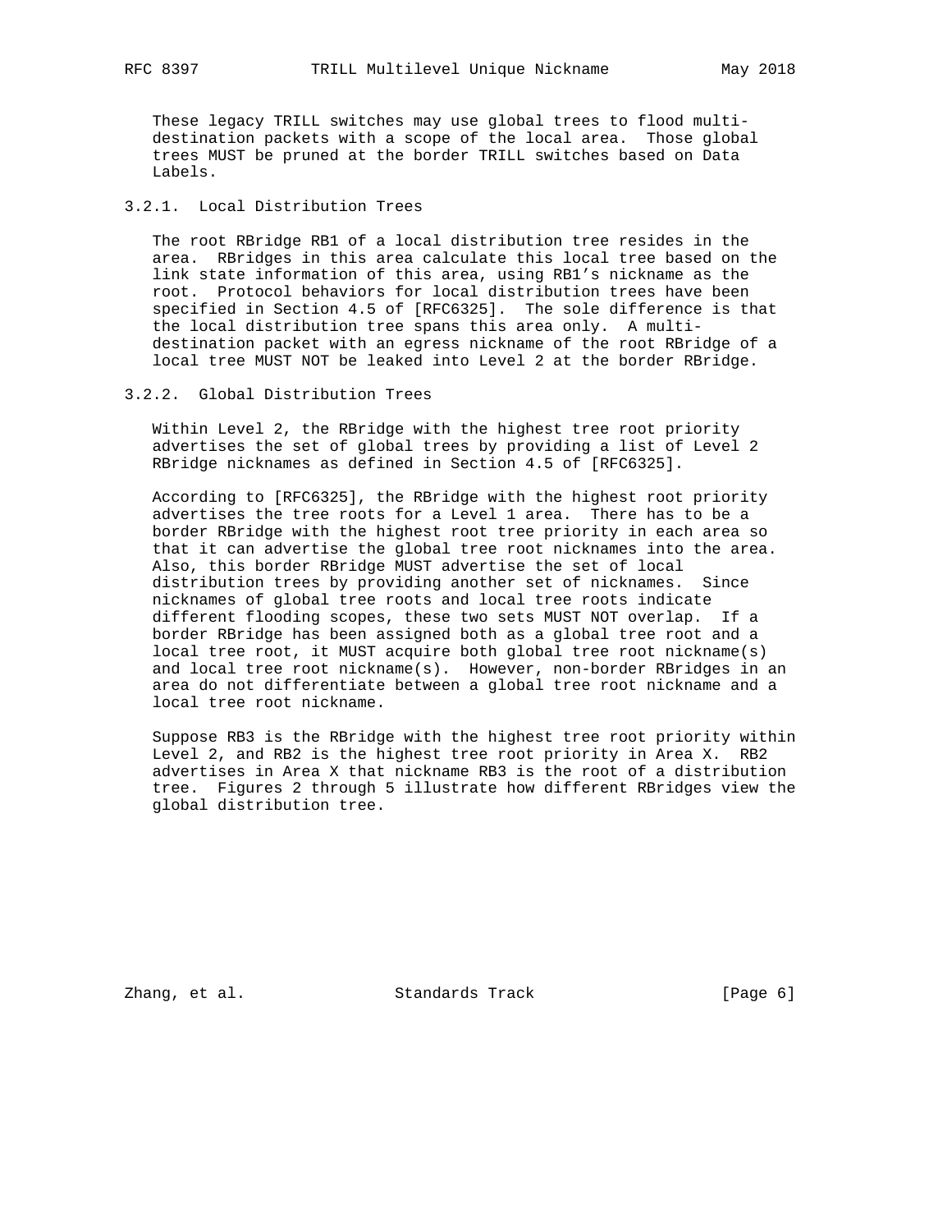These legacy TRILL switches may use global trees to flood multi-destination packets with a scope of the local area. Those global trees MUST be pruned at the border TRILL switches based on Data Labels.

### 3.2.1. Local Distribution Trees

The root RBridge RB1 of a local distribution tree resides in the area. RBridges in this area calculate this local tree based on the link state information of this area, using RB1's nickname as the root. Protocol behaviors for local distribution trees have been specified in Section 4.5 of [RFC6325]. The sole difference is that the local distribution tree spans this area only. A multi-destination packet with an egress nickname of the root RBridge of a local tree MUST NOT be leaked into Level 2 at the border RBridge.

### 3.2.2. Global Distribution Trees

Within Level 2, the RBridge with the highest tree root priority advertises the set of global trees by providing a list of Level 2 RBridge nicknames as defined in Section 4.5 of [RFC6325].

According to [RFC6325], the RBridge with the highest root priority advertises the tree roots for a Level 1 area. There has to be a border RBridge with the highest root tree priority in each area so that it can advertise the global tree root nicknames into the area. Also, this border RBridge MUST advertise the set of local distribution trees by providing another set of nicknames. Since nicknames of global tree roots and local tree roots indicate different flooding scopes, these two sets MUST NOT overlap. If a border RBridge has been assigned both as a global tree root and a local tree root, it MUST acquire both global tree root nickname(s) and local tree root nickname(s). However, non-border RBridges in an area do not differentiate between a global tree root nickname and a local tree root nickname.

Suppose RB3 is the RBridge with the highest tree root priority within Level 2, and RB2 is the highest tree root priority in Area X. RB2 advertises in Area X that nickname RB3 is the root of a distribution tree. Figures 2 through 5 illustrate how different RBridges view the global distribution tree.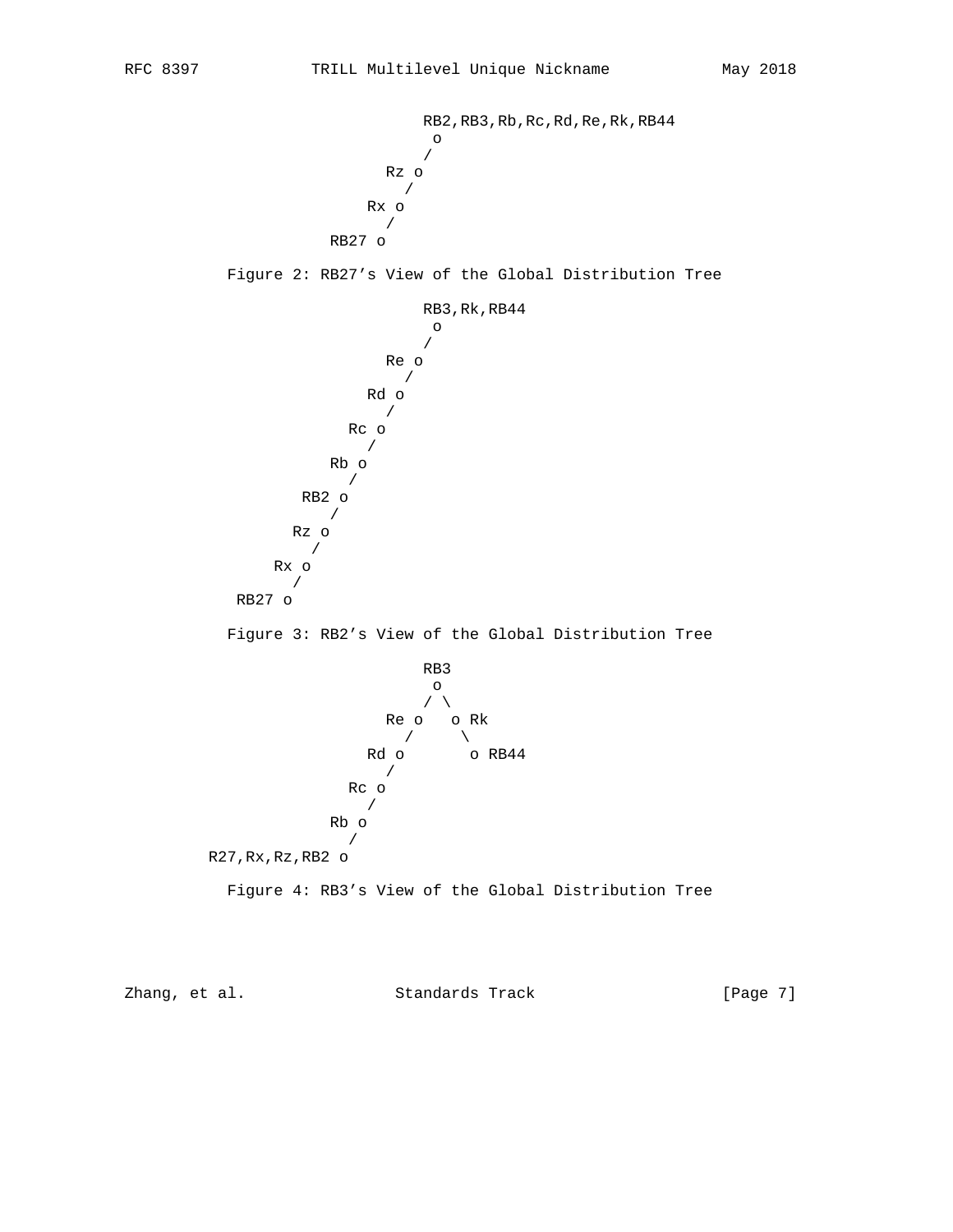```
                         RB2,RB3,Rb,Rc,Rd,Re,Rk,RB44
                          o
                         /
                     Rz o
                       /
                   Rx o
                     /
               RB27 o
```

Figure 2: RB27's View of the Global Distribution Tree

```
                         RB3,Rk,RB44
                          o
                         /
                     Re o
                       /
                   Rd o
                     /
                 Rc o
                   /
               Rb o
                 /
            RB2 o
               /
           Rz o
             /
         Rx o
           /
     RB27 o
```

Figure 3: RB2's View of the Global Distribution Tree

```
                         RB3
                          o
                         / \
                     Re o   o Rk
                       /     \
                   Rd o       o RB44
                     /
                 Rc o
                   /
               Rb o
                 /
  R27,Rx,Rz,RB2 o
```

Figure 4: RB3's View of the Global Distribution Tree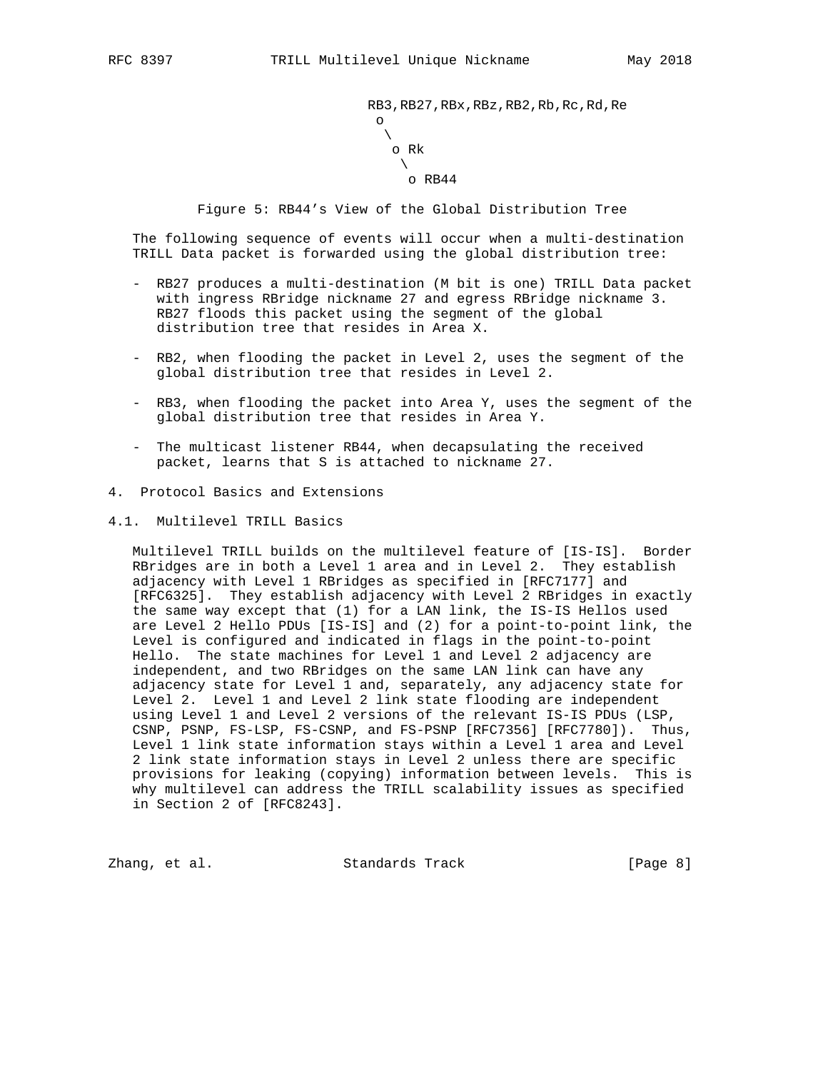```
                          RB3,RB27,RBx,RBz,RB2,Rb,Rc,Rd,Re
                           o
                            \
                             o Rk
                              \
                               o RB44
```

Figure 5: RB44's View of the Global Distribution Tree

The following sequence of events will occur when a multi-destination TRILL Data packet is forwarded using the global distribution tree:

- RB27 produces a multi-destination (M bit is one) TRILL Data packet with ingress RBridge nickname 27 and egress RBridge nickname 3. RB27 floods this packet using the segment of the global distribution tree that resides in Area X.
- RB2, when flooding the packet in Level 2, uses the segment of the global distribution tree that resides in Level 2.
- RB3, when flooding the packet into Area Y, uses the segment of the global distribution tree that resides in Area Y.
- The multicast listener RB44, when decapsulating the received packet, learns that S is attached to nickname 27.

## 4. Protocol Basics and Extensions

### 4.1. Multilevel TRILL Basics

Multilevel TRILL builds on the multilevel feature of [IS-IS]. Border RBridges are in both a Level 1 area and in Level 2. They establish adjacency with Level 1 RBridges as specified in [RFC7177] and [RFC6325]. They establish adjacency with Level 2 RBridges in exactly the same way except that (1) for a LAN link, the IS-IS Hellos used are Level 2 Hello PDUs [IS-IS] and (2) for a point-to-point link, the Level is configured and indicated in flags in the point-to-point Hello. The state machines for Level 1 and Level 2 adjacency are independent, and two RBridges on the same LAN link can have any adjacency state for Level 1 and, separately, any adjacency state for Level 2. Level 1 and Level 2 link state flooding are independent using Level 1 and Level 2 versions of the relevant IS-IS PDUs (LSP, CSNP, PSNP, FS-LSP, FS-CSNP, and FS-PSNP [RFC7356] [RFC7780]). Thus, Level 1 link state information stays within a Level 1 area and Level 2 link state information stays in Level 2 unless there are specific provisions for leaking (copying) information between levels. This is why multilevel can address the TRILL scalability issues as specified in Section 2 of [RFC8243].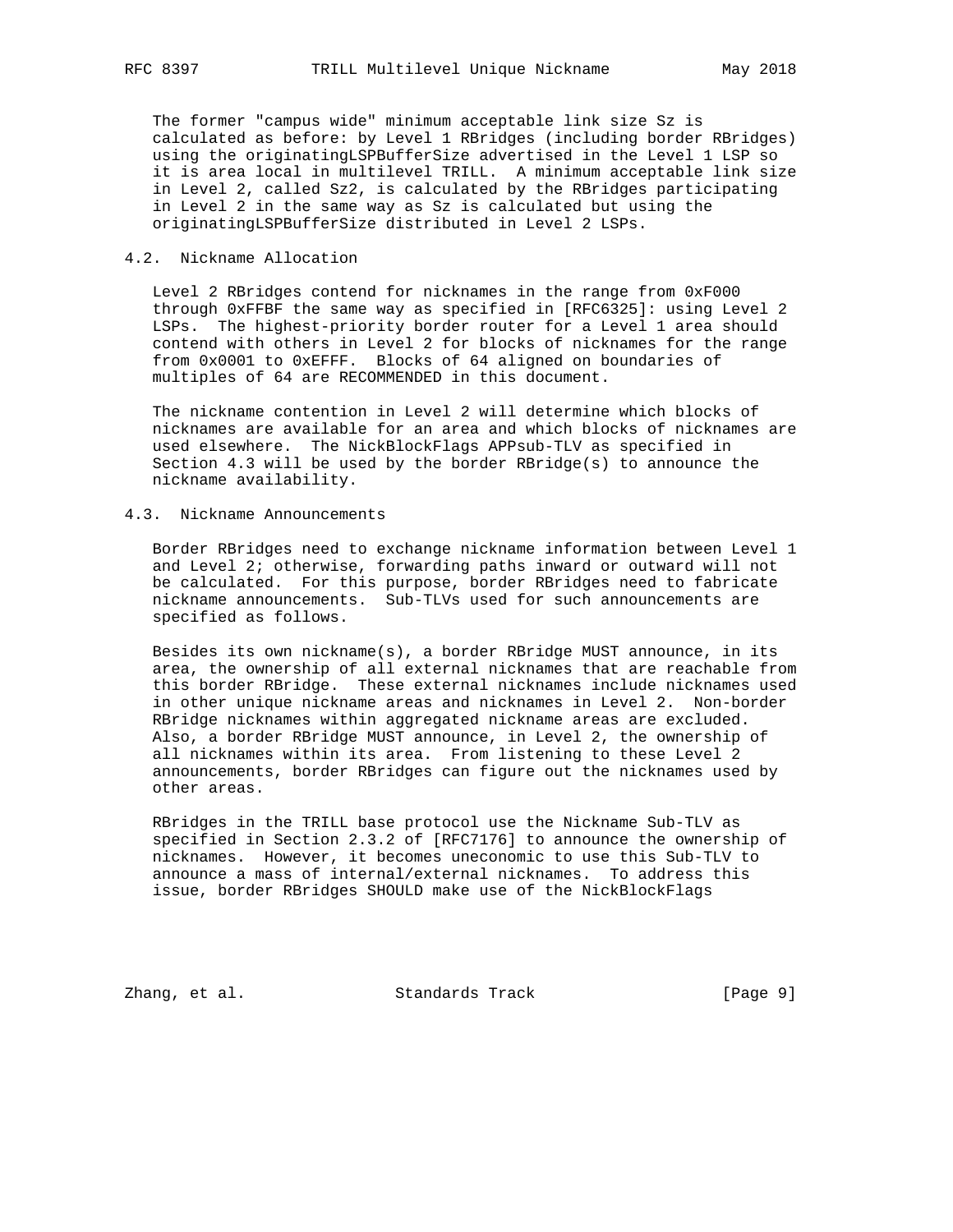The former "campus wide" minimum acceptable link size Sz is calculated as before: by Level 1 RBridges (including border RBridges) using the originatingLSPBufferSize advertised in the Level 1 LSP so it is area local in multilevel TRILL. A minimum acceptable link size in Level 2, called Sz2, is calculated by the RBridges participating in Level 2 in the same way as Sz is calculated but using the originatingLSPBufferSize distributed in Level 2 LSPs.

### 4.2. Nickname Allocation

Level 2 RBridges contend for nicknames in the range from 0xF000 through 0xFFBF the same way as specified in [RFC6325]: using Level 2 LSPs. The highest-priority border router for a Level 1 area should contend with others in Level 2 for blocks of nicknames for the range from 0x0001 to 0xEFFF. Blocks of 64 aligned on boundaries of multiples of 64 are RECOMMENDED in this document.

The nickname contention in Level 2 will determine which blocks of nicknames are available for an area and which blocks of nicknames are used elsewhere. The NickBlockFlags APPsub-TLV as specified in Section 4.3 will be used by the border RBridge(s) to announce the nickname availability.

### 4.3. Nickname Announcements

Border RBridges need to exchange nickname information between Level 1 and Level 2; otherwise, forwarding paths inward or outward will not be calculated. For this purpose, border RBridges need to fabricate nickname announcements. Sub-TLVs used for such announcements are specified as follows.

Besides its own nickname(s), a border RBridge MUST announce, in its area, the ownership of all external nicknames that are reachable from this border RBridge. These external nicknames include nicknames used in other unique nickname areas and nicknames in Level 2. Non-border RBridge nicknames within aggregated nickname areas are excluded. Also, a border RBridge MUST announce, in Level 2, the ownership of all nicknames within its area. From listening to these Level 2 announcements, border RBridges can figure out the nicknames used by other areas.

RBridges in the TRILL base protocol use the Nickname Sub-TLV as specified in Section 2.3.2 of [RFC7176] to announce the ownership of nicknames. However, it becomes uneconomic to use this Sub-TLV to announce a mass of internal/external nicknames. To address this issue, border RBridges SHOULD make use of the NickBlockFlags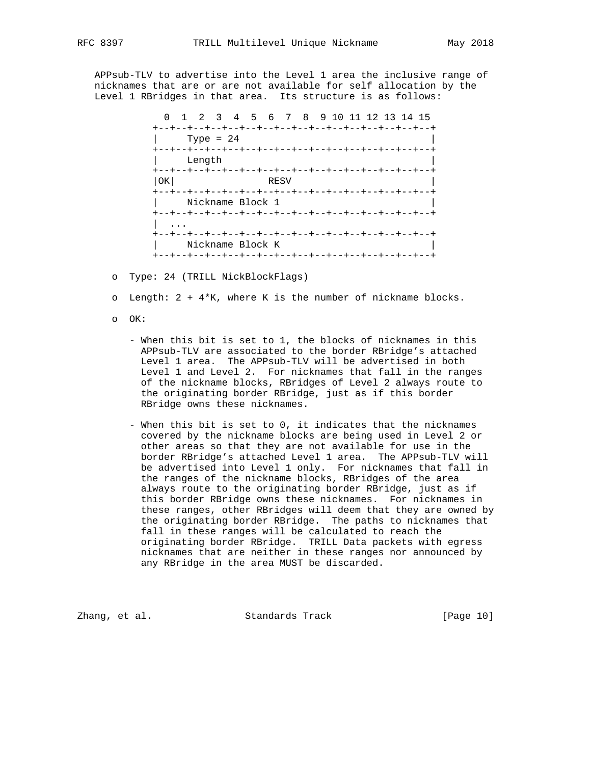APPsub-TLV to advertise into the Level 1 area the inclusive range of nicknames that are or are not available for self allocation by the Level 1 RBridges in that area. Its structure is as follows:

```
  0  1  2  3  4  5  6  7  8  9 10 11 12 13 14 15
+--+--+--+--+--+--+--+--+--+--+--+--+--+--+--+--+
|     Type = 24                                 |
+--+--+--+--+--+--+--+--+--+--+--+--+--+--+--+--+
|     Length                                    |
+--+--+--+--+--+--+--+--+--+--+--+--+--+--+--+--+
|OK|                RESV                        |
+--+--+--+--+--+--+--+--+--+--+--+--+--+--+--+--+
|     Nickname Block 1                          |
+--+--+--+--+--+--+--+--+--+--+--+--+--+--+--+--+
|  ...
+--+--+--+--+--+--+--+--+--+--+--+--+--+--+--+--+
|     Nickname Block K                          |
+--+--+--+--+--+--+--+--+--+--+--+--+--+--+--+--+
```

- Type: 24 (TRILL NickBlockFlags)
- Length: 2 + 4*K, where K is the number of nickname blocks.
- OK:
  - When this bit is set to 1, the blocks of nicknames in this APPsub-TLV are associated to the border RBridge's attached Level 1 area. The APPsub-TLV will be advertised in both Level 1 and Level 2. For nicknames that fall in the ranges of the nickname blocks, RBridges of Level 2 always route to the originating border RBridge, just as if this border RBridge owns these nicknames.
  - When this bit is set to 0, it indicates that the nicknames covered by the nickname blocks are being used in Level 2 or other areas so that they are not available for use in the border RBridge's attached Level 1 area. The APPsub-TLV will be advertised into Level 1 only. For nicknames that fall in the ranges of the nickname blocks, RBridges of the area always route to the originating border RBridge, just as if this border RBridge owns these nicknames. For nicknames in these ranges, other RBridges will deem that they are owned by the originating border RBridge. The paths to nicknames that fall in these ranges will be calculated to reach the originating border RBridge. TRILL Data packets with egress nicknames that are neither in these ranges nor announced by any RBridge in the area MUST be discarded.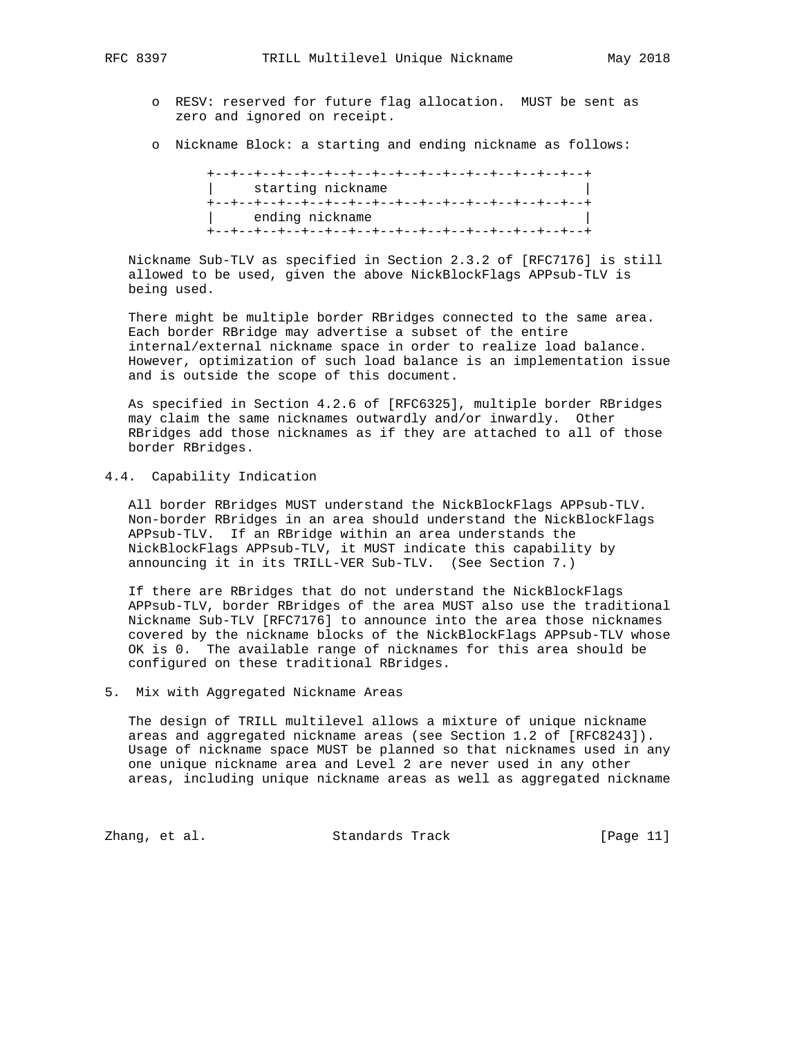- RESV: reserved for future flag allocation. MUST be sent as zero and ignored on receipt.

- Nickname Block: a starting and ending nickname as follows:

```
+--+--+--+--+--+--+--+--+--+--+--+--+--+--+--+--+
|     starting nickname                         |
+--+--+--+--+--+--+--+--+--+--+--+--+--+--+--+--+
|     ending nickname                           |
+--+--+--+--+--+--+--+--+--+--+--+--+--+--+--+--+
```

Nickname Sub-TLV as specified in Section 2.3.2 of [RFC7176] is still allowed to be used, given the above NickBlockFlags APPsub-TLV is being used.

There might be multiple border RBridges connected to the same area. Each border RBridge may advertise a subset of the entire internal/external nickname space in order to realize load balance. However, optimization of such load balance is an implementation issue and is outside the scope of this document.

As specified in Section 4.2.6 of [RFC6325], multiple border RBridges may claim the same nicknames outwardly and/or inwardly. Other RBridges add those nicknames as if they are attached to all of those border RBridges.

## 4.4. Capability Indication

All border RBridges MUST understand the NickBlockFlags APPsub-TLV. Non-border RBridges in an area should understand the NickBlockFlags APPsub-TLV. If an RBridge within an area understands the NickBlockFlags APPsub-TLV, it MUST indicate this capability by announcing it in its TRILL-VER Sub-TLV. (See Section 7.)

If there are RBridges that do not understand the NickBlockFlags APPsub-TLV, border RBridges of the area MUST also use the traditional Nickname Sub-TLV [RFC7176] to announce into the area those nicknames covered by the nickname blocks of the NickBlockFlags APPsub-TLV whose OK is 0. The available range of nicknames for this area should be configured on these traditional RBridges.

# 5. Mix with Aggregated Nickname Areas

The design of TRILL multilevel allows a mixture of unique nickname areas and aggregated nickname areas (see Section 1.2 of [RFC8243]). Usage of nickname space MUST be planned so that nicknames used in any one unique nickname area and Level 2 are never used in any other areas, including unique nickname areas as well as aggregated nickname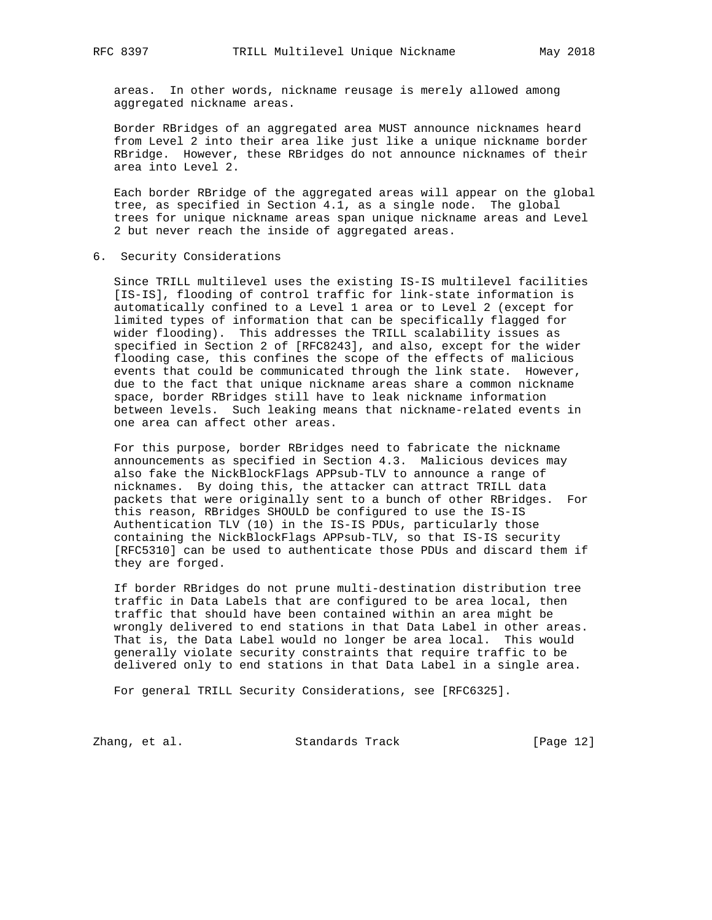areas. In other words, nickname reusage is merely allowed among aggregated nickname areas.

Border RBridges of an aggregated area MUST announce nicknames heard from Level 2 into their area like just like a unique nickname border RBridge. However, these RBridges do not announce nicknames of their area into Level 2.

Each border RBridge of the aggregated areas will appear on the global tree, as specified in Section 4.1, as a single node. The global trees for unique nickname areas span unique nickname areas and Level 2 but never reach the inside of aggregated areas.

## 6. Security Considerations

Since TRILL multilevel uses the existing IS-IS multilevel facilities [IS-IS], flooding of control traffic for link-state information is automatically confined to a Level 1 area or to Level 2 (except for limited types of information that can be specifically flagged for wider flooding). This addresses the TRILL scalability issues as specified in Section 2 of [RFC8243], and also, except for the wider flooding case, this confines the scope of the effects of malicious events that could be communicated through the link state. However, due to the fact that unique nickname areas share a common nickname space, border RBridges still have to leak nickname information between levels. Such leaking means that nickname-related events in one area can affect other areas.

For this purpose, border RBridges need to fabricate the nickname announcements as specified in Section 4.3. Malicious devices may also fake the NickBlockFlags APPsub-TLV to announce a range of nicknames. By doing this, the attacker can attract TRILL data packets that were originally sent to a bunch of other RBridges. For this reason, RBridges SHOULD be configured to use the IS-IS Authentication TLV (10) in the IS-IS PDUs, particularly those containing the NickBlockFlags APPsub-TLV, so that IS-IS security [RFC5310] can be used to authenticate those PDUs and discard them if they are forged.

If border RBridges do not prune multi-destination distribution tree traffic in Data Labels that are configured to be area local, then traffic that should have been contained within an area might be wrongly delivered to end stations in that Data Label in other areas. That is, the Data Label would no longer be area local. This would generally violate security constraints that require traffic to be delivered only to end stations in that Data Label in a single area.

For general TRILL Security Considerations, see [RFC6325].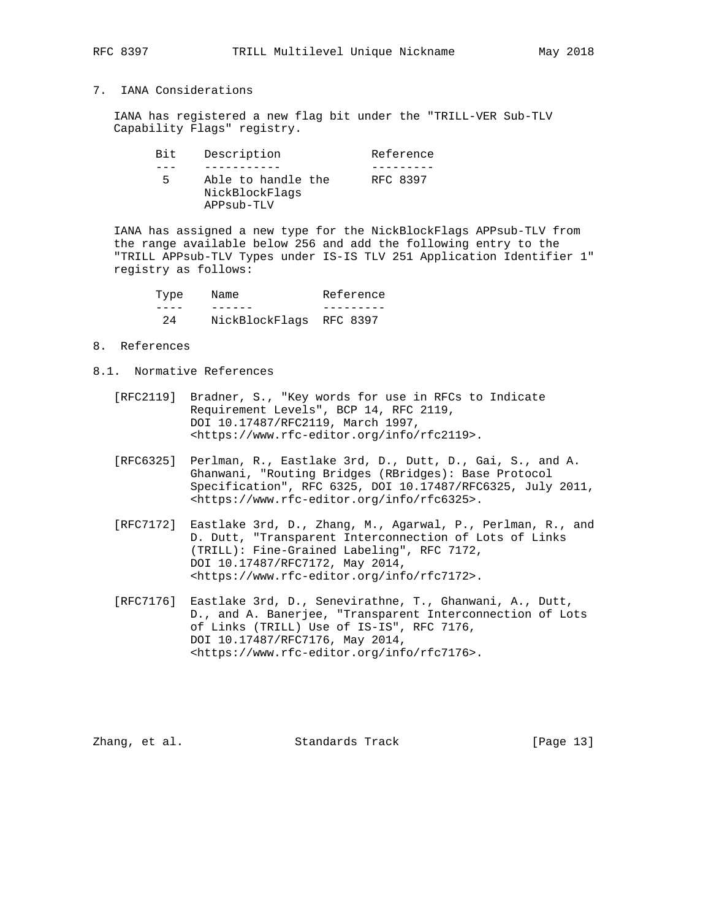## 7. IANA Considerations

IANA has registered a new flag bit under the "TRILL-VER Sub-TLV Capability Flags" registry.

| Bit | Description | Reference |
| --- | --- | --- |
| 5 | Able to handle the NickBlockFlags APPsub-TLV | RFC 8397 |

IANA has assigned a new type for the NickBlockFlags APPsub-TLV from the range available below 256 and add the following entry to the "TRILL APPsub-TLV Types under IS-IS TLV 251 Application Identifier 1" registry as follows:

| Type | Name | Reference |
| --- | --- | --- |
| 24 | NickBlockFlags | RFC 8397 |

## 8. References

### 8.1. Normative References

[RFC2119] Bradner, S., "Key words for use in RFCs to Indicate Requirement Levels", BCP 14, RFC 2119, DOI 10.17487/RFC2119, March 1997, <https://www.rfc-editor.org/info/rfc2119>.

[RFC6325] Perlman, R., Eastlake 3rd, D., Dutt, D., Gai, S., and A. Ghanwani, "Routing Bridges (RBridges): Base Protocol Specification", RFC 6325, DOI 10.17487/RFC6325, July 2011, <https://www.rfc-editor.org/info/rfc6325>.

[RFC7172] Eastlake 3rd, D., Zhang, M., Agarwal, P., Perlman, R., and D. Dutt, "Transparent Interconnection of Lots of Links (TRILL): Fine-Grained Labeling", RFC 7172, DOI 10.17487/RFC7172, May 2014, <https://www.rfc-editor.org/info/rfc7172>.

[RFC7176] Eastlake 3rd, D., Senevirathne, T., Ghanwani, A., Dutt, D., and A. Banerjee, "Transparent Interconnection of Lots of Links (TRILL) Use of IS-IS", RFC 7176, DOI 10.17487/RFC7176, May 2014, <https://www.rfc-editor.org/info/rfc7176>.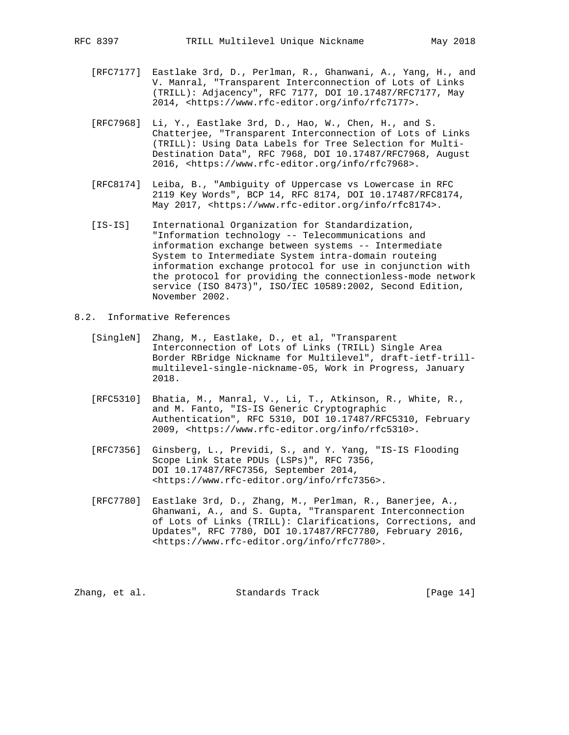[RFC7177] Eastlake 3rd, D., Perlman, R., Ghanwani, A., Yang, H., and V. Manral, "Transparent Interconnection of Lots of Links (TRILL): Adjacency", RFC 7177, DOI 10.17487/RFC7177, May 2014, <https://www.rfc-editor.org/info/rfc7177>.

[RFC7968] Li, Y., Eastlake 3rd, D., Hao, W., Chen, H., and S. Chatterjee, "Transparent Interconnection of Lots of Links (TRILL): Using Data Labels for Tree Selection for Multi-Destination Data", RFC 7968, DOI 10.17487/RFC7968, August 2016, <https://www.rfc-editor.org/info/rfc7968>.

[RFC8174] Leiba, B., "Ambiguity of Uppercase vs Lowercase in RFC 2119 Key Words", BCP 14, RFC 8174, RFC 8174, DOI 10.17487/RFC8174, May 2017, <https://www.rfc-editor.org/info/rfc8174>.

[IS-IS] International Organization for Standardization, "Information technology -- Telecommunications and information exchange between systems -- Intermediate System to Intermediate System intra-domain routeing information exchange protocol for use in conjunction with the protocol for providing the connectionless-mode network service (ISO 8473)", ISO/IEC 10589:2002, Second Edition, November 2002.

## 8.2. Informative References

[SingleN] Zhang, M., Eastlake, D., et al, "Transparent Interconnection of Lots of Links (TRILL) Single Area Border RBridge Nickname for Multilevel", draft-ietf-trill-multilevel-single-nickname-05, Work in Progress, January 2018.

[RFC5310] Bhatia, M., Manral, V., Li, T., Atkinson, R., White, R., and M. Fanto, "IS-IS Generic Cryptographic Authentication", RFC 5310, DOI 10.17487/RFC5310, February 2009, <https://www.rfc-editor.org/info/rfc5310>.

[RFC7356] Ginsberg, L., Previdi, S., and Y. Yang, "IS-IS Flooding Scope Link State PDUs (LSPs)", RFC 7356, DOI 10.17487/RFC7356, September 2014, <https://www.rfc-editor.org/info/rfc7356>.

[RFC7780] Eastlake 3rd, D., Zhang, M., Perlman, R., Banerjee, A., Ghanwani, A., and S. Gupta, "Transparent Interconnection of Lots of Links (TRILL): Clarifications, Corrections, and Updates", RFC 7780, DOI 10.17487/RFC7780, February 2016, <https://www.rfc-editor.org/info/rfc7780>.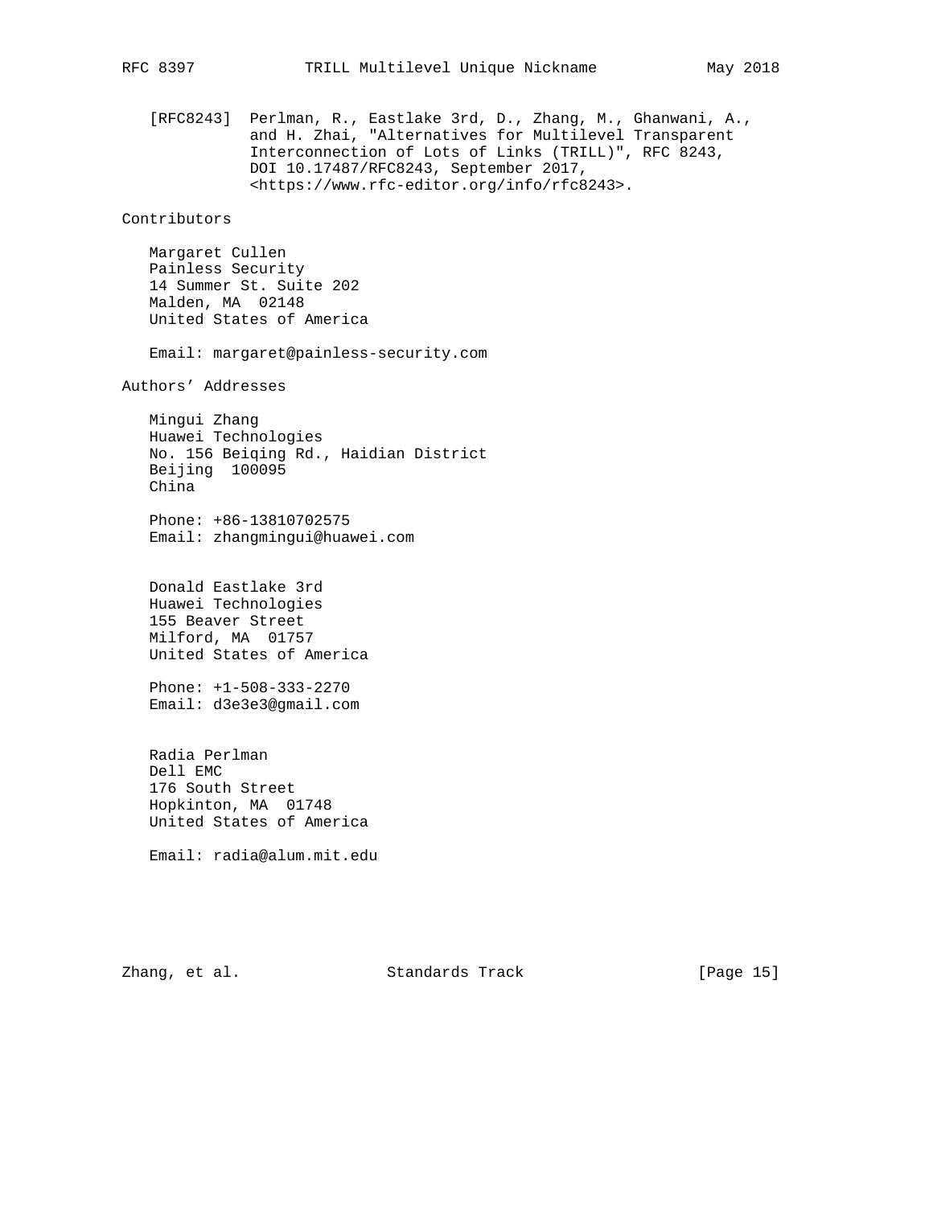[RFC8243] Perlman, R., Eastlake 3rd, D., Zhang, M., Ghanwani, A., and H. Zhai, "Alternatives for Multilevel Transparent Interconnection of Lots of Links (TRILL)", RFC 8243, DOI 10.17487/RFC8243, September 2017, <https://www.rfc-editor.org/info/rfc8243>.

## Contributors

Margaret Cullen
Painless Security
14 Summer St. Suite 202
Malden, MA 02148
United States of America

Email: margaret@painless-security.com

## Authors' Addresses

Mingui Zhang
Huawei Technologies
No. 156 Beiqing Rd., Haidian District
Beijing 100095
China

Phone: +86-13810702575
Email: zhangmingui@huawei.com

Donald Eastlake 3rd
Huawei Technologies
155 Beaver Street
Milford, MA 01757
United States of America

Phone: +1-508-333-2270
Email: d3e3e3@gmail.com

Radia Perlman
Dell EMC
176 South Street
Hopkinton, MA 01748
United States of America

Email: radia@alum.mit.edu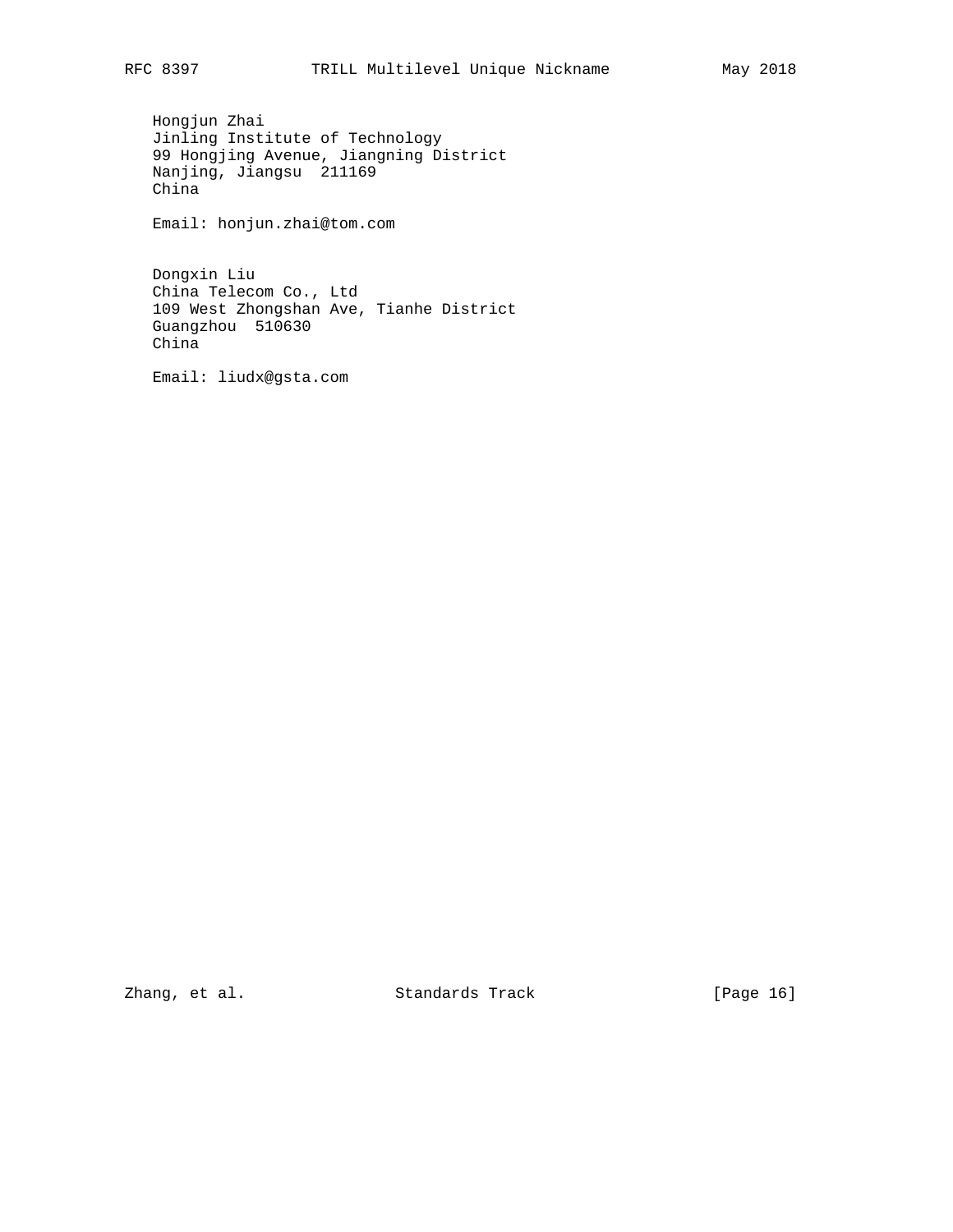Hongjun Zhai
Jinling Institute of Technology
99 Hongjing Avenue, Jiangning District
Nanjing, Jiangsu  211169
China

Email: honjun.zhai@tom.com

Dongxin Liu
China Telecom Co., Ltd
109 West Zhongshan Ave, Tianhe District
Guangzhou  510630
China

Email: liudx@gsta.com